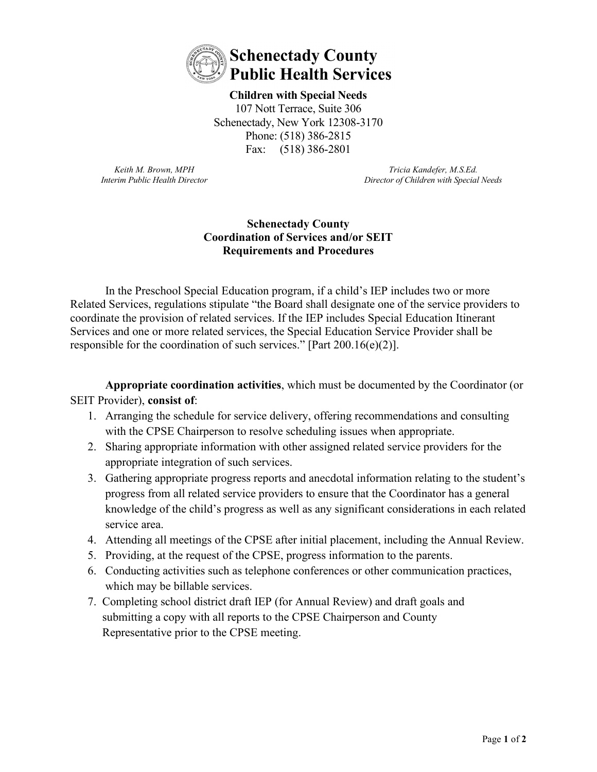# Schenectady County Public Health Services

**Children with Special Needs**
107 Nott Terrace, Suite 306
Schenectady, New York 12308-3170
Phone: (518) 386-2815
Fax: (518) 386-2801

*Keith M. Brown, MPH*
*Interim Public Health Director*

*Tricia Kandefer, M.S.Ed.*
*Director of Children with Special Needs*

## Schenectady County
## Coordination of Services and/or SEIT
## Requirements and Procedures

In the Preschool Special Education program, if a child's IEP includes two or more Related Services, regulations stipulate "the Board shall designate one of the service providers to coordinate the provision of related services. If the IEP includes Special Education Itinerant Services and one or more related services, the Special Education Service Provider shall be responsible for the coordination of such services." [Part 200.16(e)(2)].

**Appropriate coordination activities**, which must be documented by the Coordinator (or SEIT Provider), **consist of**:

1. Arranging the schedule for service delivery, offering recommendations and consulting with the CPSE Chairperson to resolve scheduling issues when appropriate.
2. Sharing appropriate information with other assigned related service providers for the appropriate integration of such services.
3. Gathering appropriate progress reports and anecdotal information relating to the student's progress from all related service providers to ensure that the Coordinator has a general knowledge of the child's progress as well as any significant considerations in each related service area.
4. Attending all meetings of the CPSE after initial placement, including the Annual Review.
5. Providing, at the request of the CPSE, progress information to the parents.
6. Conducting activities such as telephone conferences or other communication practices, which may be billable services.
7. Completing school district draft IEP (for Annual Review) and draft goals and submitting a copy with all reports to the CPSE Chairperson and County Representative prior to the CPSE meeting.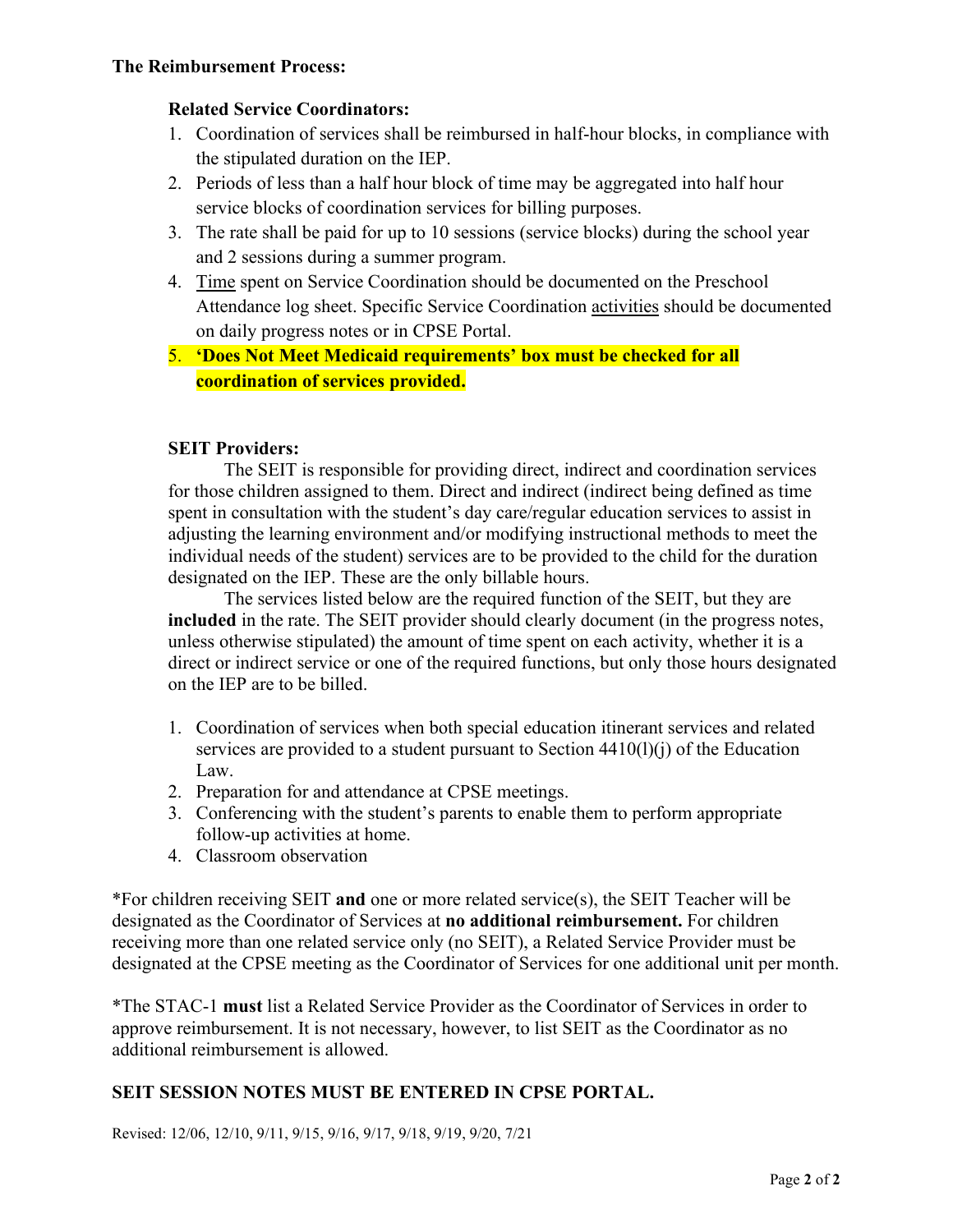**The Reimbursement Process:**

**Related Service Coordinators:**

1. Coordination of services shall be reimbursed in half-hour blocks, in compliance with the stipulated duration on the IEP.
2. Periods of less than a half hour block of time may be aggregated into half hour service blocks of coordination services for billing purposes.
3. The rate shall be paid for up to 10 sessions (service blocks) during the school year and 2 sessions during a summer program.
4. Time spent on Service Coordination should be documented on the Preschool Attendance log sheet. Specific Service Coordination activities should be documented on daily progress notes or in CPSE Portal.
5. **'Does Not Meet Medicaid requirements' box must be checked for all coordination of services provided.**

**SEIT Providers:**

The SEIT is responsible for providing direct, indirect and coordination services for those children assigned to them. Direct and indirect (indirect being defined as time spent in consultation with the student's day care/regular education services to assist in adjusting the learning environment and/or modifying instructional methods to meet the individual needs of the student) services are to be provided to the child for the duration designated on the IEP. These are the only billable hours.

The services listed below are the required function of the SEIT, but they are **included** in the rate. The SEIT provider should clearly document (in the progress notes, unless otherwise stipulated) the amount of time spent on each activity, whether it is a direct or indirect service or one of the required functions, but only those hours designated on the IEP are to be billed.

1. Coordination of services when both special education itinerant services and related services are provided to a student pursuant to Section 4410(l)(j) of the Education Law.
2. Preparation for and attendance at CPSE meetings.
3. Conferencing with the student's parents to enable them to perform appropriate follow-up activities at home.
4. Classroom observation

*For children receiving SEIT **and** one or more related service(s), the SEIT Teacher will be designated as the Coordinator of Services at **no additional reimbursement.** For children receiving more than one related service only (no SEIT), a Related Service Provider must be designated at the CPSE meeting as the Coordinator of Services for one additional unit per month.

*The STAC-1 **must** list a Related Service Provider as the Coordinator of Services in order to approve reimbursement. It is not necessary, however, to list SEIT as the Coordinator as no additional reimbursement is allowed.

**SEIT SESSION NOTES MUST BE ENTERED IN CPSE PORTAL.**

Revised: 12/06, 12/10, 9/11, 9/15, 9/16, 9/17, 9/18, 9/19, 9/20, 7/21